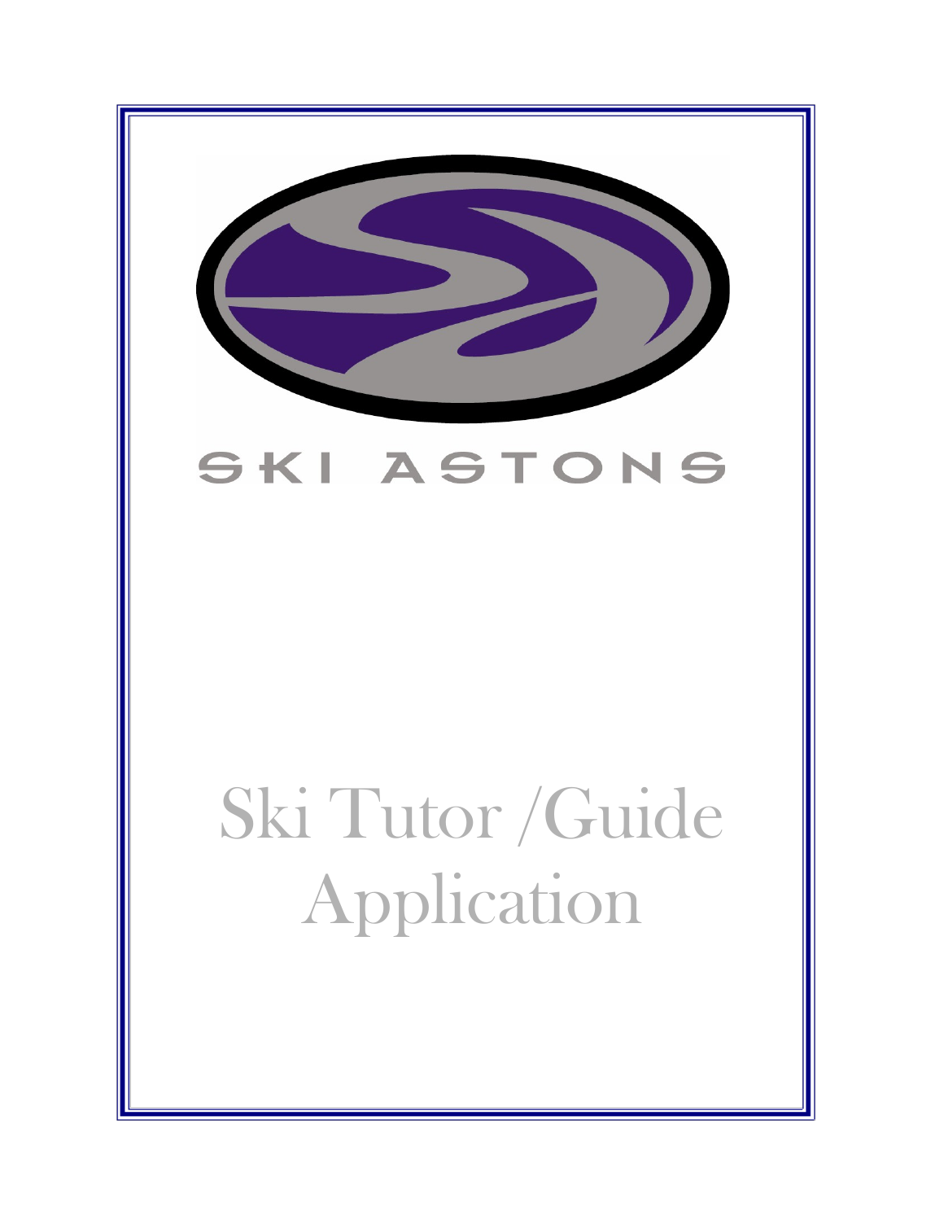SKI ASTONS

# Ski Tutor /Guide Application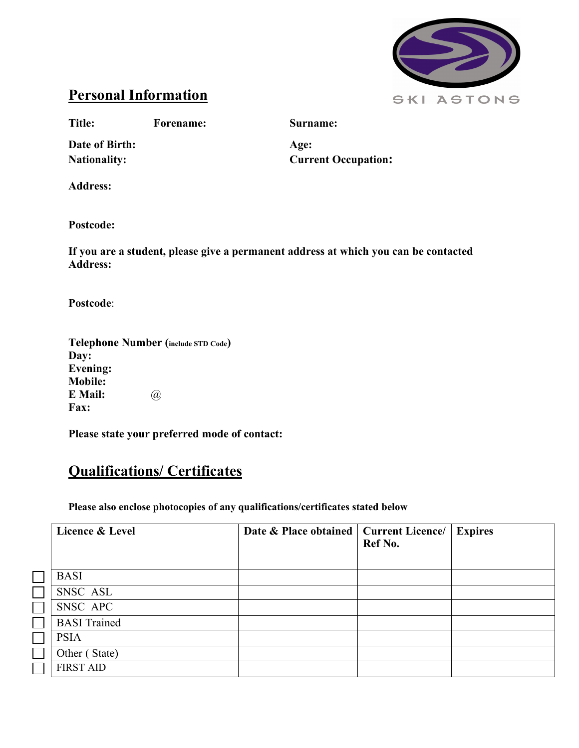SKI ASTONS

## Personal Information

**Title:** **Forename:** **Surname:**

**Date of Birth:** **Age:**

**Nationality:** **Current Occupation:**

**Address:**

**Postcode:**

**If you are a student, please give a permanent address at which you can be contacted**
**Address:**

**Postcode**:

**Telephone Number (include STD Code)**
**Day:**
**Evening:**
**Mobile:**
**E Mail:** @
**Fax:**

**Please state your preferred mode of contact:**

## Qualifications/ Certificates

**Please also enclose photocopies of any qualifications/certificates stated below**

| | Licence & Level | Date & Place obtained | Current Licence/ Ref No. | Expires |
|---|---|---|---|---|
| ☐ | BASI | | | |
| ☐ | SNSC ASL | | | |
| ☐ | SNSC APC | | | |
| ☐ | BASI Trained | | | |
| ☐ | PSIA | | | |
| ☐ | Other ( State) | | | |
| ☐ | FIRST AID | | | |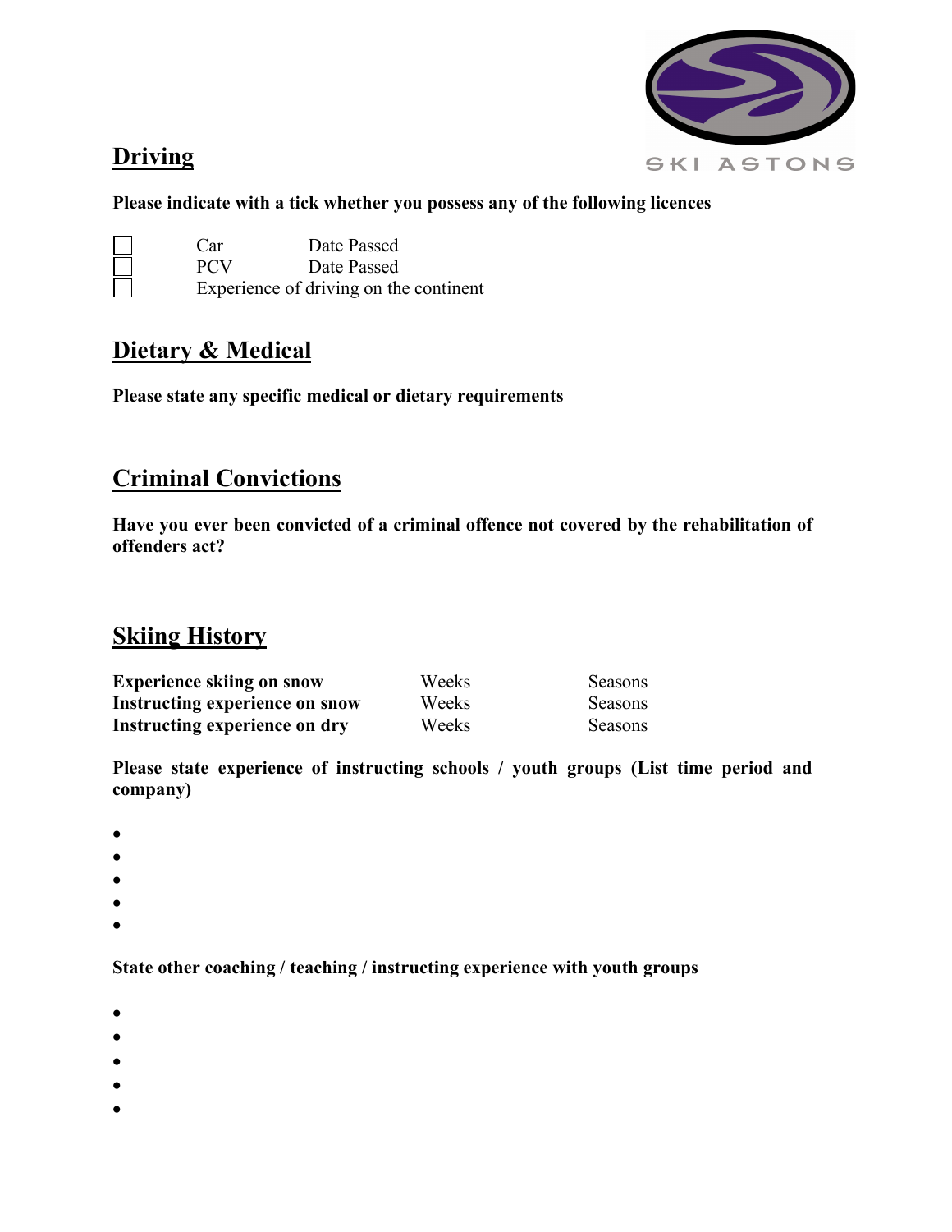SKI ASTONS

## Driving

**Please indicate with a tick whether you possess any of the following licences**

- ☐ Car Date Passed
- ☐ PCV Date Passed
- ☐ Experience of driving on the continent

## Dietary & Medical

**Please state any specific medical or dietary requirements**

## Criminal Convictions

**Have you ever been convicted of a criminal offence not covered by the rehabilitation of offenders act?**

## Skiing History

| | | |
|---|---|---|
| **Experience skiing on snow** | Weeks | Seasons |
| **Instructing experience on snow** | Weeks | Seasons |
| **Instructing experience on dry** | Weeks | Seasons |

**Please state experience of instructing schools / youth groups (List time period and company)**

- 
- 
- 
- 
- 

**State other coaching / teaching / instructing experience with youth groups**

- 
- 
- 
- 
-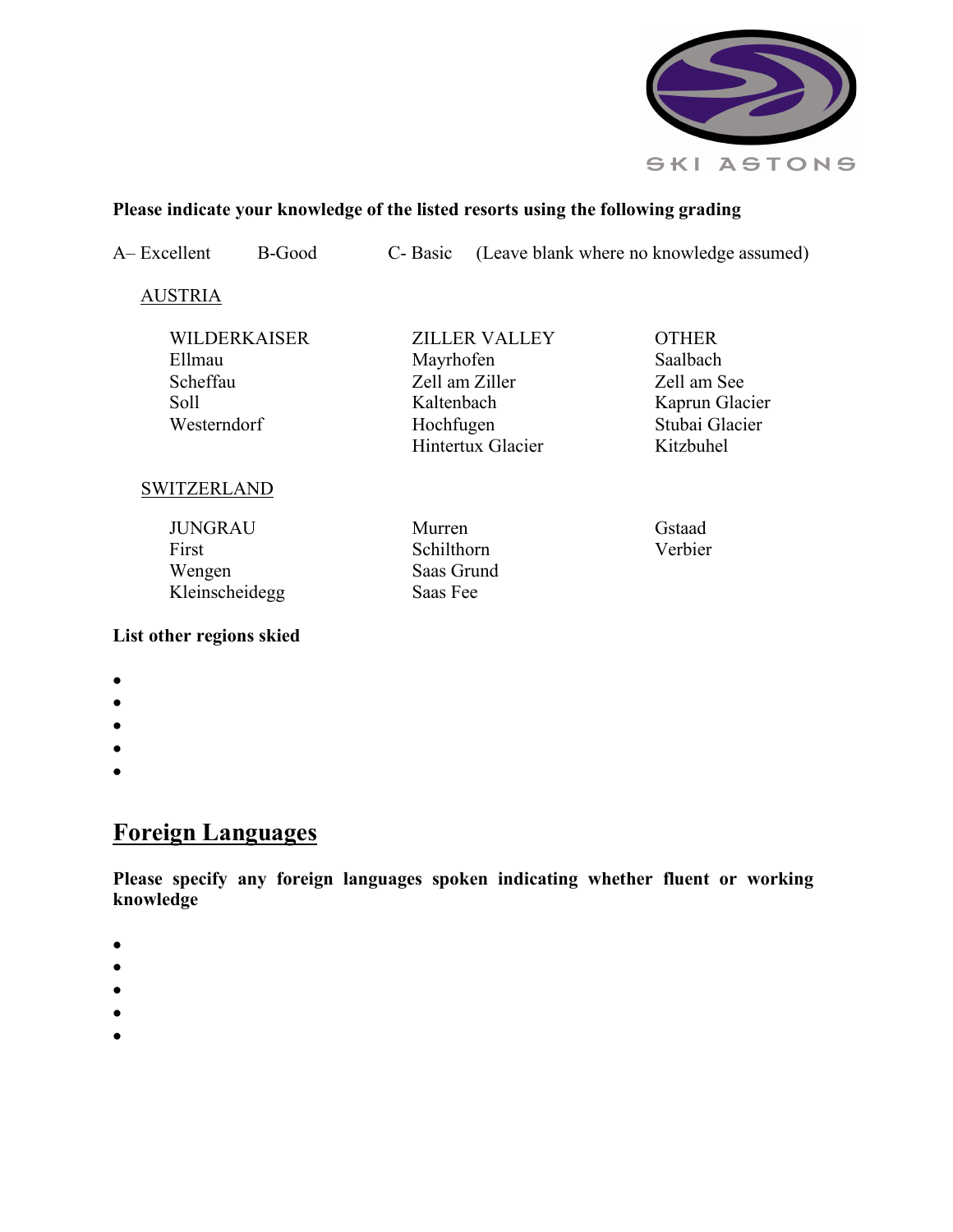SKI ASTONS

**Please indicate your knowledge of the listed resorts using the following grading**

A– Excellent B-Good C- Basic (Leave blank where no knowledge assumed)

AUSTRIA

| WILDERKAISER | ZILLER VALLEY | OTHER |
|---|---|---|
| Ellmau | Mayrhofen | Saalbach |
| Scheffau | Zell am Ziller | Zell am See |
| Soll | Kaltenbach | Kaprun Glacier |
| Westerndorf | Hochfugen | Stubai Glacier |
| | Hintertux Glacier | Kitzbuhel |

SWITZERLAND

| JUNGRAU | | |
|---|---|---|
| First | Murren | Gstaad |
| Wengen | Schilthorn | Verbier |
| Kleinscheidegg | Saas Grund | |
| | Saas Fee | |

**List other regions skied**

- 
- 
- 
- 
- 

## Foreign Languages

**Please specify any foreign languages spoken indicating whether fluent or working knowledge**

- 
- 
- 
- 
-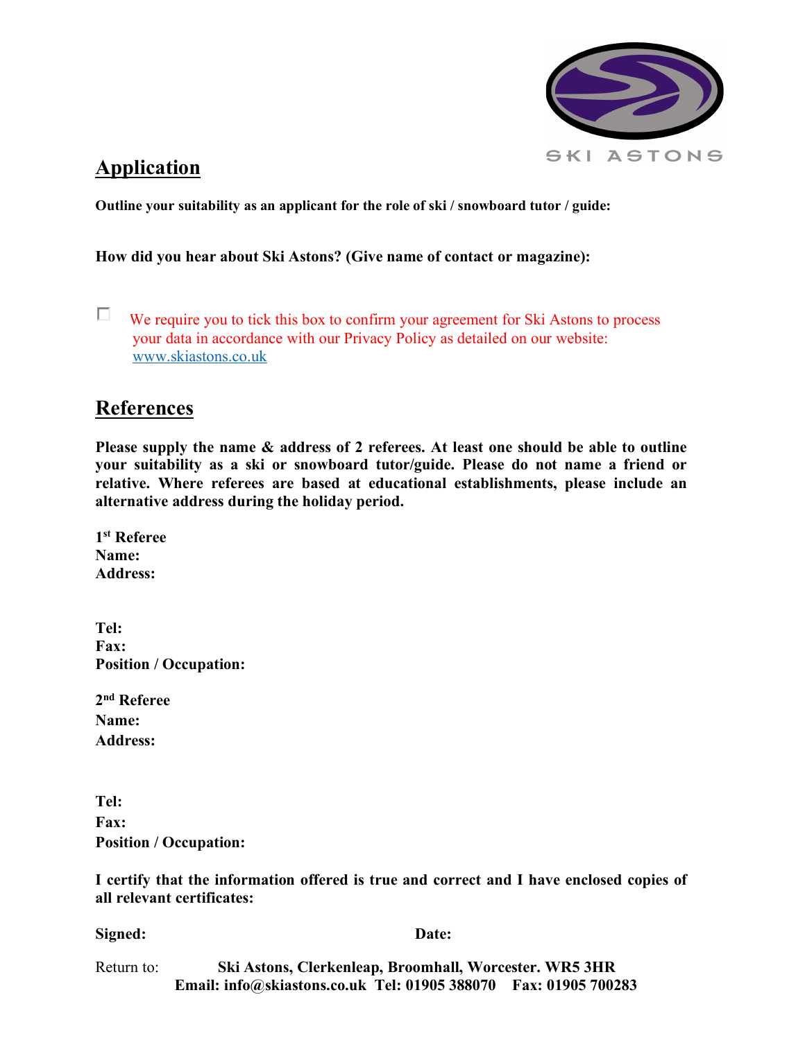SKI ASTONS

## Application

**Outline your suitability as an applicant for the role of ski / snowboard tutor / guide:**

**How did you hear about Ski Astons? (Give name of contact or magazine):**

☐ We require you to tick this box to confirm your agreement for Ski Astons to process your data in accordance with our Privacy Policy as detailed on our website: www.skiastons.co.uk

## References

**Please supply the name & address of 2 referees. At least one should be able to outline your suitability as a ski or snowboard tutor/guide. Please do not name a friend or relative. Where referees are based at educational establishments, please include an alternative address during the holiday period.**

**1st Referee**
**Name:**
**Address:**

**Tel:**
**Fax:**
**Position / Occupation:**

**2nd Referee**
**Name:**
**Address:**

**Tel:**
**Fax:**
**Position / Occupation:**

**I certify that the information offered is true and correct and I have enclosed copies of all relevant certificates:**

**Signed:** **Date:**

Return to: **Ski Astons, Clerkenleap, Broomhall, Worcester. WR5 3HR**
**Email: info@skiastons.co.uk Tel: 01905 388070 Fax: 01905 700283**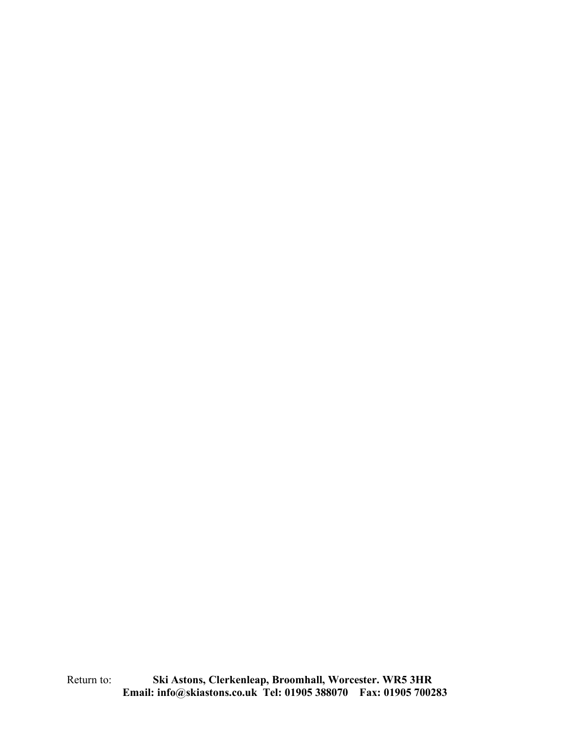Return to: **Ski Astons, Clerkenleap, Broomhall, Worcester. WR5 3HR**
**Email: info@skiastons.co.uk Tel: 01905 388070 Fax: 01905 700283**